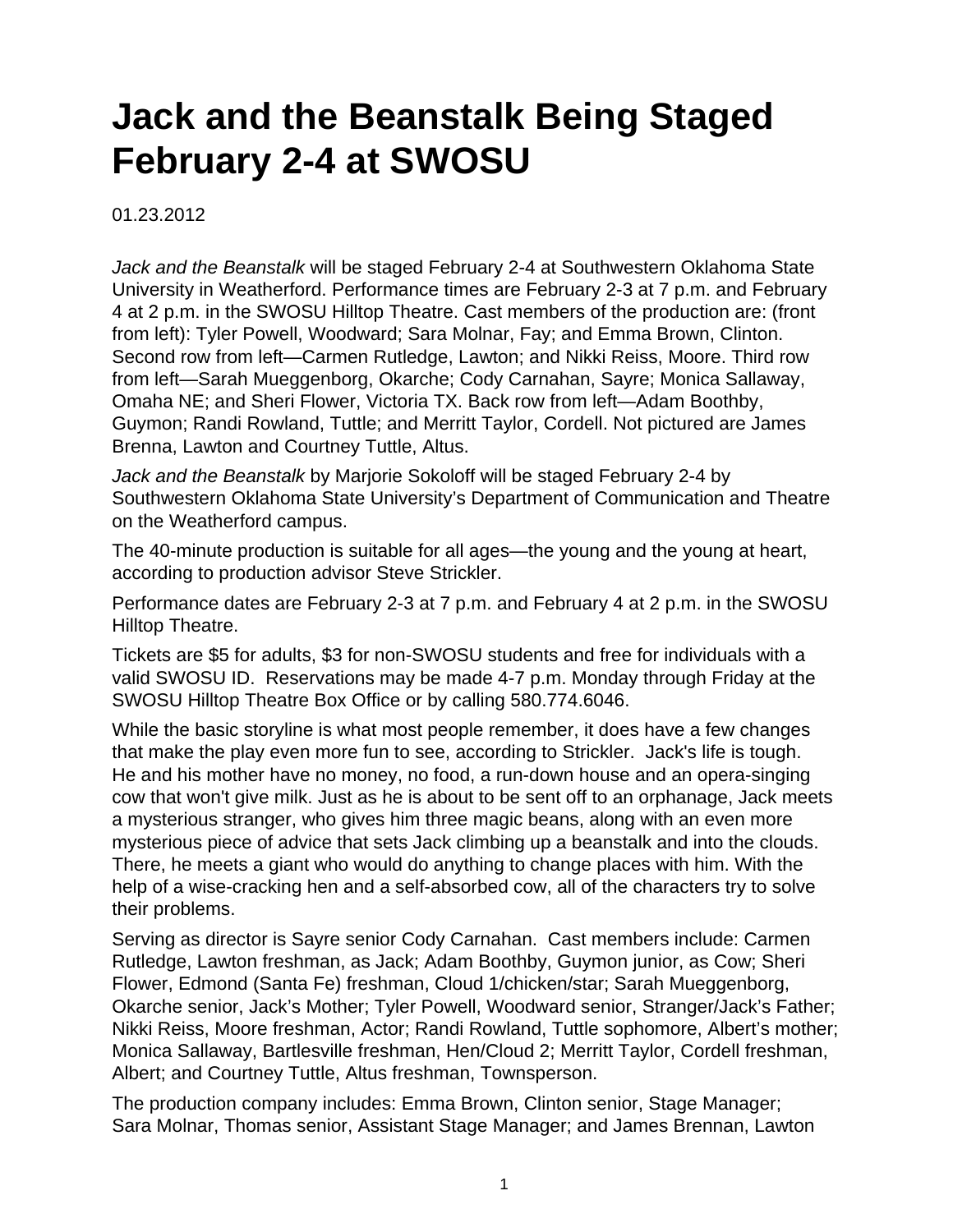# Jack and the Beanstalk Being Staged February 2-4 at SWOSU

01.23.2012

*Jack and the Beanstalk* will be staged February 2-4 at Southwestern Oklahoma State University in Weatherford. Performance times are February 2-3 at 7 p.m. and February 4 at 2 p.m. in the SWOSU Hilltop Theatre. Cast members of the production are: (front from left): Tyler Powell, Woodward; Sara Molnar, Fay; and Emma Brown, Clinton. Second row from left—Carmen Rutledge, Lawton; and Nikki Reiss, Moore. Third row from left—Sarah Mueggenborg, Okarche; Cody Carnahan, Sayre; Monica Sallaway, Omaha NE; and Sheri Flower, Victoria TX. Back row from left—Adam Boothby, Guymon; Randi Rowland, Tuttle; and Merritt Taylor, Cordell. Not pictured are James Brenna, Lawton and Courtney Tuttle, Altus.

*Jack and the Beanstalk* by Marjorie Sokoloff will be staged February 2-4 by Southwestern Oklahoma State University's Department of Communication and Theatre on the Weatherford campus.

The 40-minute production is suitable for all ages—the young and the young at heart, according to production advisor Steve Strickler.

Performance dates are February 2-3 at 7 p.m. and February 4 at 2 p.m. in the SWOSU Hilltop Theatre.

Tickets are $5 for adults, $3 for non-SWOSU students and free for individuals with a valid SWOSU ID. Reservations may be made 4-7 p.m. Monday through Friday at the SWOSU Hilltop Theatre Box Office or by calling 580.774.6046.

While the basic storyline is what most people remember, it does have a few changes that make the play even more fun to see, according to Strickler. Jack's life is tough. He and his mother have no money, no food, a run-down house and an opera-singing cow that won't give milk. Just as he is about to be sent off to an orphanage, Jack meets a mysterious stranger, who gives him three magic beans, along with an even more mysterious piece of advice that sets Jack climbing up a beanstalk and into the clouds. There, he meets a giant who would do anything to change places with him. With the help of a wise-cracking hen and a self-absorbed cow, all of the characters try to solve their problems.

Serving as director is Sayre senior Cody Carnahan. Cast members include: Carmen Rutledge, Lawton freshman, as Jack; Adam Boothby, Guymon junior, as Cow; Sheri Flower, Edmond (Santa Fe) freshman, Cloud 1/chicken/star; Sarah Mueggenborg, Okarche senior, Jack's Mother; Tyler Powell, Woodward senior, Stranger/Jack's Father; Nikki Reiss, Moore freshman, Actor; Randi Rowland, Tuttle sophomore, Albert's mother; Monica Sallaway, Bartlesville freshman, Hen/Cloud 2; Merritt Taylor, Cordell freshman, Albert; and Courtney Tuttle, Altus freshman, Townsperson.

The production company includes: Emma Brown, Clinton senior, Stage Manager; Sara Molnar, Thomas senior, Assistant Stage Manager; and James Brennan, Lawton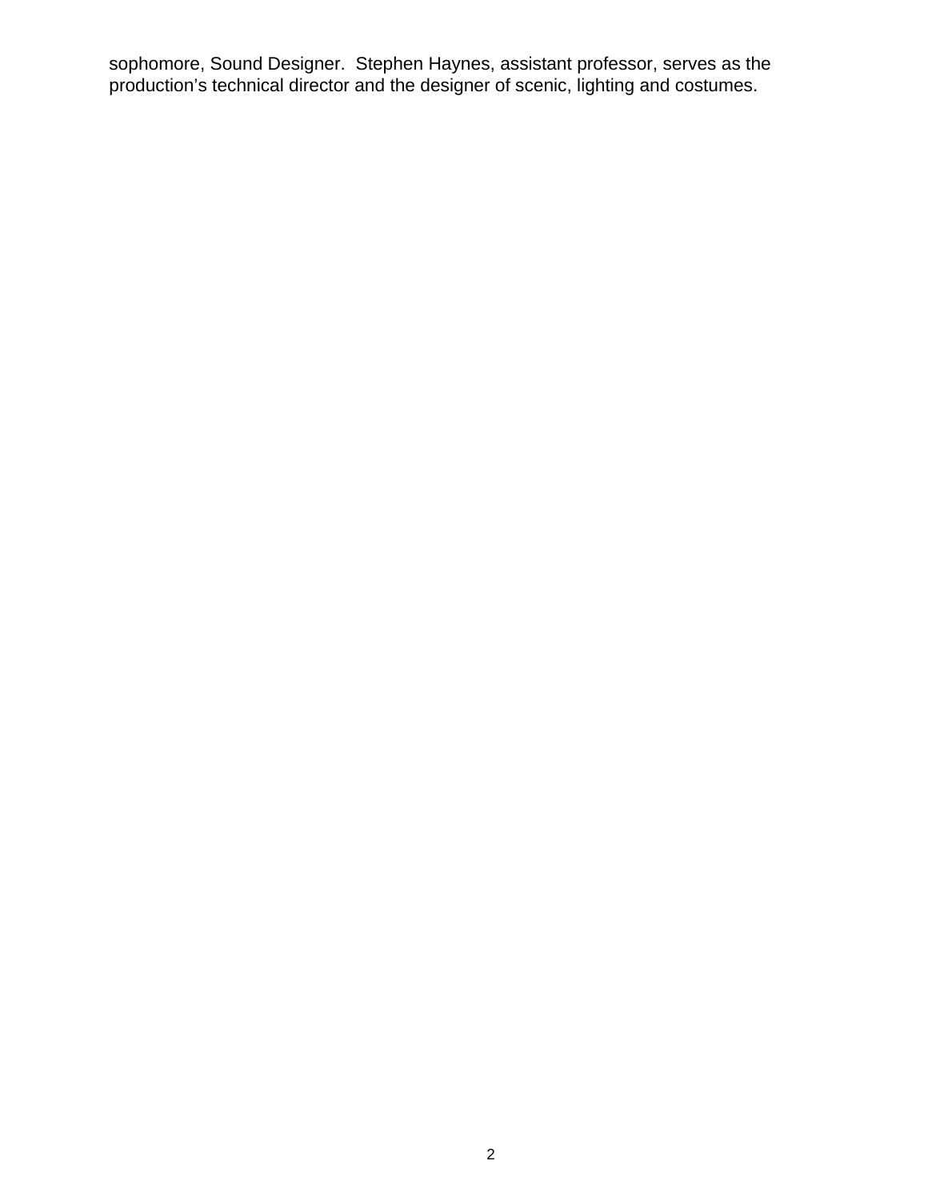sophomore, Sound Designer.  Stephen Haynes, assistant professor, serves as the production's technical director and the designer of scenic, lighting and costumes.